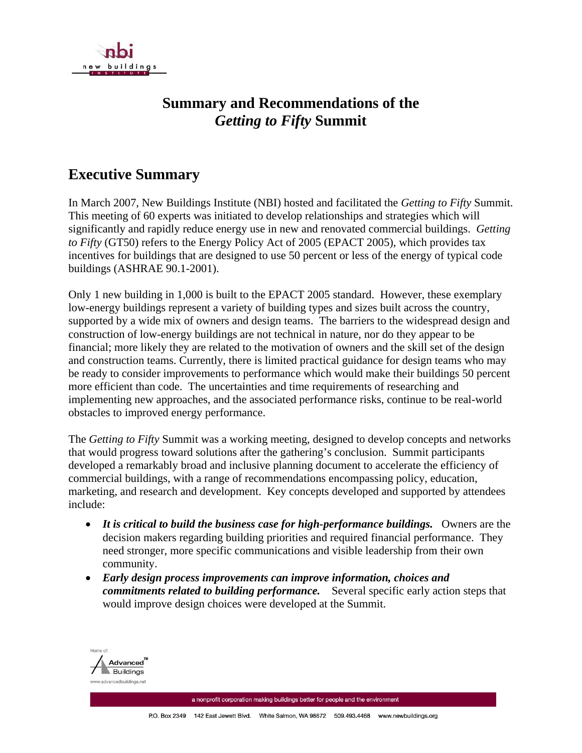# Summary and Recommendations of the *Getting to Fifty* Summit

## Executive Summary

In March 2007, New Buildings Institute (NBI) hosted and facilitated the *Getting to Fifty* Summit. This meeting of 60 experts was initiated to develop relationships and strategies which will significantly and rapidly reduce energy use in new and renovated commercial buildings. *Getting to Fifty* (GT50) refers to the Energy Policy Act of 2005 (EPACT 2005), which provides tax incentives for buildings that are designed to use 50 percent or less of the energy of typical code buildings (ASHRAE 90.1-2001).

Only 1 new building in 1,000 is built to the EPACT 2005 standard. However, these exemplary low-energy buildings represent a variety of building types and sizes built across the country, supported by a wide mix of owners and design teams. The barriers to the widespread design and construction of low-energy buildings are not technical in nature, nor do they appear to be financial; more likely they are related to the motivation of owners and the skill set of the design and construction teams. Currently, there is limited practical guidance for design teams who may be ready to consider improvements to performance which would make their buildings 50 percent more efficient than code. The uncertainties and time requirements of researching and implementing new approaches, and the associated performance risks, continue to be real-world obstacles to improved energy performance.

The *Getting to Fifty* Summit was a working meeting, designed to develop concepts and networks that would progress toward solutions after the gathering's conclusion. Summit participants developed a remarkably broad and inclusive planning document to accelerate the efficiency of commercial buildings, with a range of recommendations encompassing policy, education, marketing, and research and development. Key concepts developed and supported by attendees include:

- ***It is critical to build the business case for high-performance buildings.*** Owners are the decision makers regarding building priorities and required financial performance. They need stronger, more specific communications and visible leadership from their own community.
- ***Early design process improvements can improve information, choices and commitments related to building performance.*** Several specific early action steps that would improve design choices were developed at the Summit.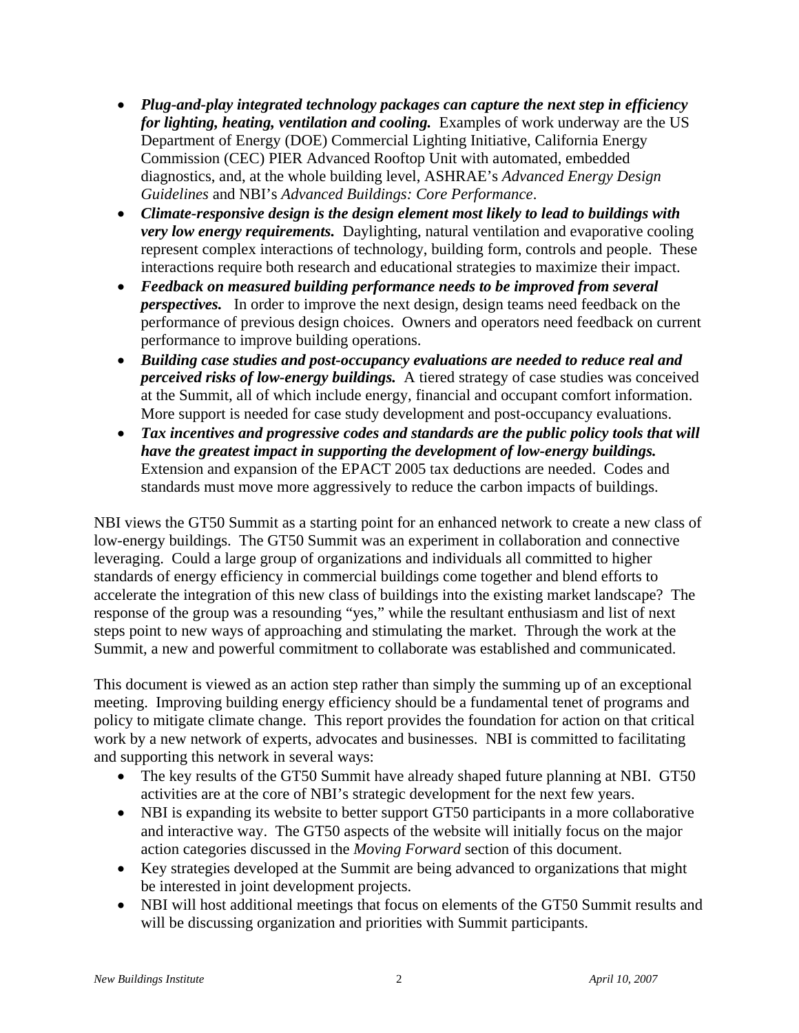- ***Plug-and-play integrated technology packages can capture the next step in efficiency for lighting, heating, ventilation and cooling.*** Examples of work underway are the US Department of Energy (DOE) Commercial Lighting Initiative, California Energy Commission (CEC) PIER Advanced Rooftop Unit with automated, embedded diagnostics, and, at the whole building level, ASHRAE's *Advanced Energy Design Guidelines* and NBI's *Advanced Buildings: Core Performance*.
- ***Climate-responsive design is the design element most likely to lead to buildings with very low energy requirements.*** Daylighting, natural ventilation and evaporative cooling represent complex interactions of technology, building form, controls and people. These interactions require both research and educational strategies to maximize their impact.
- ***Feedback on measured building performance needs to be improved from several perspectives.*** In order to improve the next design, design teams need feedback on the performance of previous design choices. Owners and operators need feedback on current performance to improve building operations.
- ***Building case studies and post-occupancy evaluations are needed to reduce real and perceived risks of low-energy buildings.*** A tiered strategy of case studies was conceived at the Summit, all of which include energy, financial and occupant comfort information. More support is needed for case study development and post-occupancy evaluations.
- ***Tax incentives and progressive codes and standards are the public policy tools that will have the greatest impact in supporting the development of low-energy buildings.*** Extension and expansion of the EPACT 2005 tax deductions are needed. Codes and standards must move more aggressively to reduce the carbon impacts of buildings.

NBI views the GT50 Summit as a starting point for an enhanced network to create a new class of low-energy buildings. The GT50 Summit was an experiment in collaboration and connective leveraging. Could a large group of organizations and individuals all committed to higher standards of energy efficiency in commercial buildings come together and blend efforts to accelerate the integration of this new class of buildings into the existing market landscape? The response of the group was a resounding "yes," while the resultant enthusiasm and list of next steps point to new ways of approaching and stimulating the market. Through the work at the Summit, a new and powerful commitment to collaborate was established and communicated.

This document is viewed as an action step rather than simply the summing up of an exceptional meeting. Improving building energy efficiency should be a fundamental tenet of programs and policy to mitigate climate change. This report provides the foundation for action on that critical work by a new network of experts, advocates and businesses. NBI is committed to facilitating and supporting this network in several ways:

- The key results of the GT50 Summit have already shaped future planning at NBI. GT50 activities are at the core of NBI's strategic development for the next few years.
- NBI is expanding its website to better support GT50 participants in a more collaborative and interactive way. The GT50 aspects of the website will initially focus on the major action categories discussed in the *Moving Forward* section of this document.
- Key strategies developed at the Summit are being advanced to organizations that might be interested in joint development projects.
- NBI will host additional meetings that focus on elements of the GT50 Summit results and will be discussing organization and priorities with Summit participants.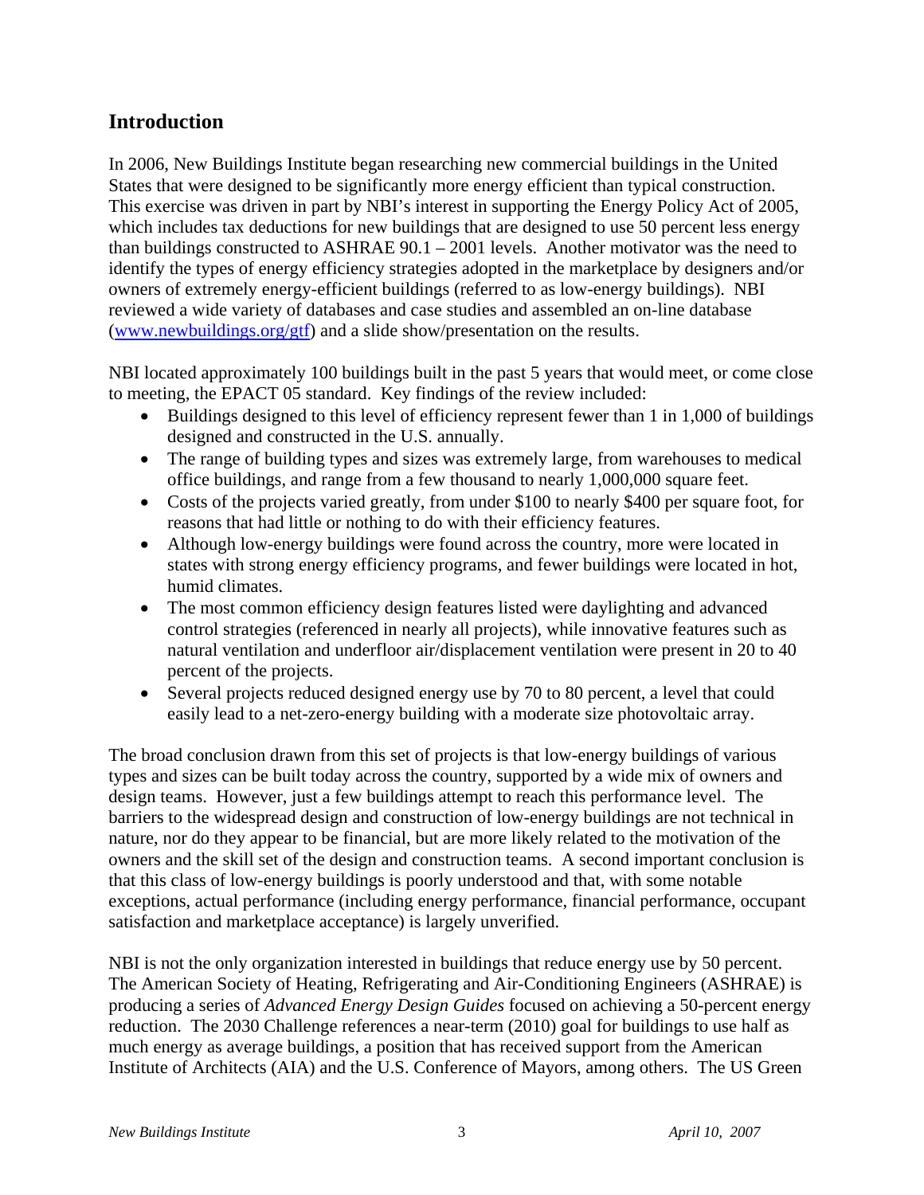## Introduction

In 2006, New Buildings Institute began researching new commercial buildings in the United States that were designed to be significantly more energy efficient than typical construction. This exercise was driven in part by NBI's interest in supporting the Energy Policy Act of 2005, which includes tax deductions for new buildings that are designed to use 50 percent less energy than buildings constructed to ASHRAE 90.1 – 2001 levels. Another motivator was the need to identify the types of energy efficiency strategies adopted in the marketplace by designers and/or owners of extremely energy-efficient buildings (referred to as low-energy buildings). NBI reviewed a wide variety of databases and case studies and assembled an on-line database ([www.newbuildings.org/gtf](www.newbuildings.org/gtf)) and a slide show/presentation on the results.

NBI located approximately 100 buildings built in the past 5 years that would meet, or come close to meeting, the EPACT 05 standard. Key findings of the review included:

- Buildings designed to this level of efficiency represent fewer than 1 in 1,000 of buildings designed and constructed in the U.S. annually.
- The range of building types and sizes was extremely large, from warehouses to medical office buildings, and range from a few thousand to nearly 1,000,000 square feet.
- Costs of the projects varied greatly, from under $100 to nearly $400 per square foot, for reasons that had little or nothing to do with their efficiency features.
- Although low-energy buildings were found across the country, more were located in states with strong energy efficiency programs, and fewer buildings were located in hot, humid climates.
- The most common efficiency design features listed were daylighting and advanced control strategies (referenced in nearly all projects), while innovative features such as natural ventilation and underfloor air/displacement ventilation were present in 20 to 40 percent of the projects.
- Several projects reduced designed energy use by 70 to 80 percent, a level that could easily lead to a net-zero-energy building with a moderate size photovoltaic array.

The broad conclusion drawn from this set of projects is that low-energy buildings of various types and sizes can be built today across the country, supported by a wide mix of owners and design teams. However, just a few buildings attempt to reach this performance level. The barriers to the widespread design and construction of low-energy buildings are not technical in nature, nor do they appear to be financial, but are more likely related to the motivation of the owners and the skill set of the design and construction teams. A second important conclusion is that this class of low-energy buildings is poorly understood and that, with some notable exceptions, actual performance (including energy performance, financial performance, occupant satisfaction and marketplace acceptance) is largely unverified.

NBI is not the only organization interested in buildings that reduce energy use by 50 percent. The American Society of Heating, Refrigerating and Air-Conditioning Engineers (ASHRAE) is producing a series of *Advanced Energy Design Guides* focused on achieving a 50-percent energy reduction. The 2030 Challenge references a near-term (2010) goal for buildings to use half as much energy as average buildings, a position that has received support from the American Institute of Architects (AIA) and the U.S. Conference of Mayors, among others. The US Green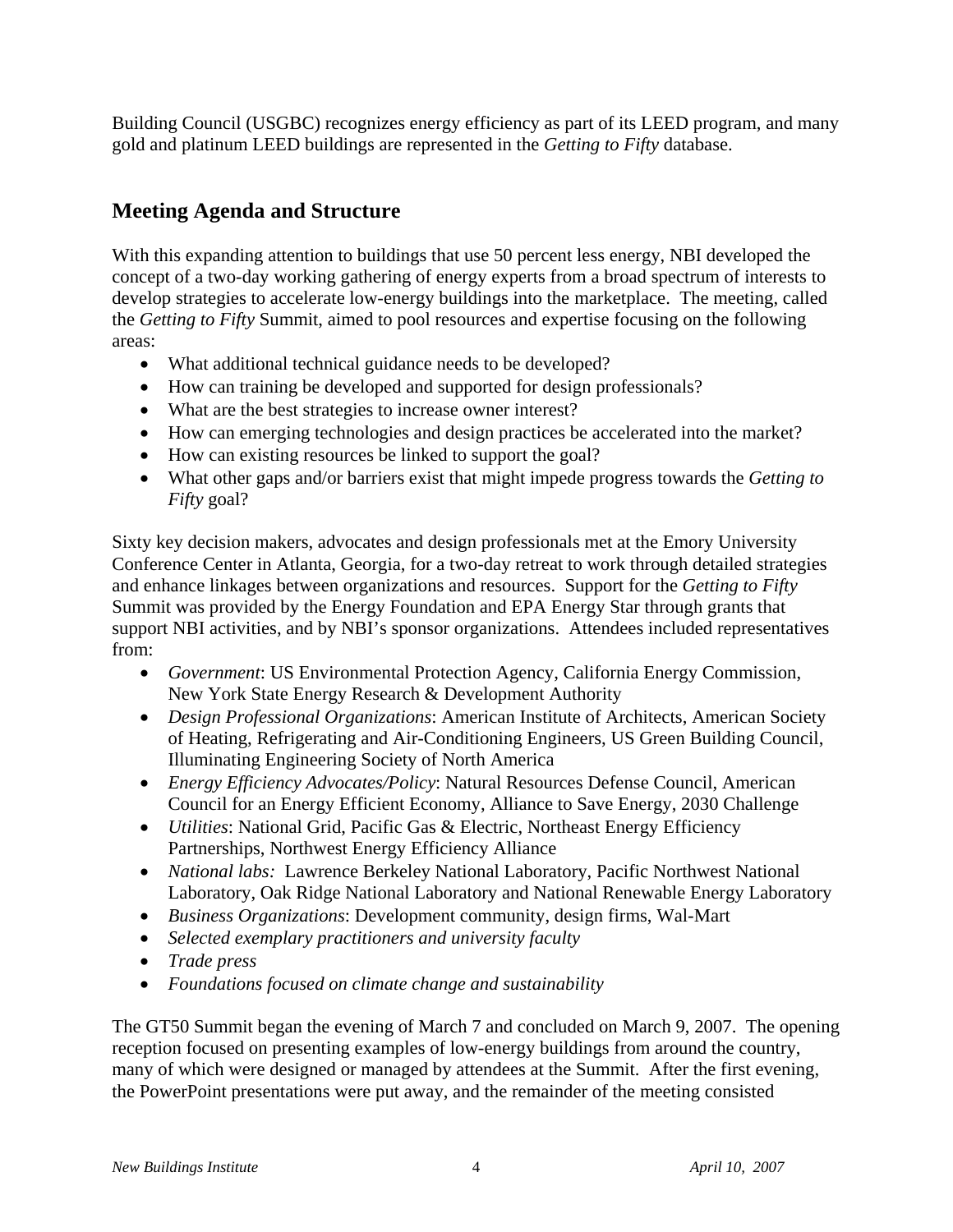Building Council (USGBC) recognizes energy efficiency as part of its LEED program, and many gold and platinum LEED buildings are represented in the *Getting to Fifty* database.

## Meeting Agenda and Structure

With this expanding attention to buildings that use 50 percent less energy, NBI developed the concept of a two-day working gathering of energy experts from a broad spectrum of interests to develop strategies to accelerate low-energy buildings into the marketplace. The meeting, called the *Getting to Fifty* Summit, aimed to pool resources and expertise focusing on the following areas:

- What additional technical guidance needs to be developed?
- How can training be developed and supported for design professionals?
- What are the best strategies to increase owner interest?
- How can emerging technologies and design practices be accelerated into the market?
- How can existing resources be linked to support the goal?
- What other gaps and/or barriers exist that might impede progress towards the *Getting to Fifty* goal?

Sixty key decision makers, advocates and design professionals met at the Emory University Conference Center in Atlanta, Georgia, for a two-day retreat to work through detailed strategies and enhance linkages between organizations and resources. Support for the *Getting to Fifty* Summit was provided by the Energy Foundation and EPA Energy Star through grants that support NBI activities, and by NBI's sponsor organizations. Attendees included representatives from:

- *Government*: US Environmental Protection Agency, California Energy Commission, New York State Energy Research & Development Authority
- *Design Professional Organizations*: American Institute of Architects, American Society of Heating, Refrigerating and Air-Conditioning Engineers, US Green Building Council, Illuminating Engineering Society of North America
- *Energy Efficiency Advocates/Policy*: Natural Resources Defense Council, American Council for an Energy Efficient Economy, Alliance to Save Energy, 2030 Challenge
- *Utilities*: National Grid, Pacific Gas & Electric, Northeast Energy Efficiency Partnerships, Northwest Energy Efficiency Alliance
- *National labs:* Lawrence Berkeley National Laboratory, Pacific Northwest National Laboratory, Oak Ridge National Laboratory and National Renewable Energy Laboratory
- *Business Organizations*: Development community, design firms, Wal-Mart
- *Selected exemplary practitioners and university faculty*
- *Trade press*
- *Foundations focused on climate change and sustainability*

The GT50 Summit began the evening of March 7 and concluded on March 9, 2007. The opening reception focused on presenting examples of low-energy buildings from around the country, many of which were designed or managed by attendees at the Summit. After the first evening, the PowerPoint presentations were put away, and the remainder of the meeting consisted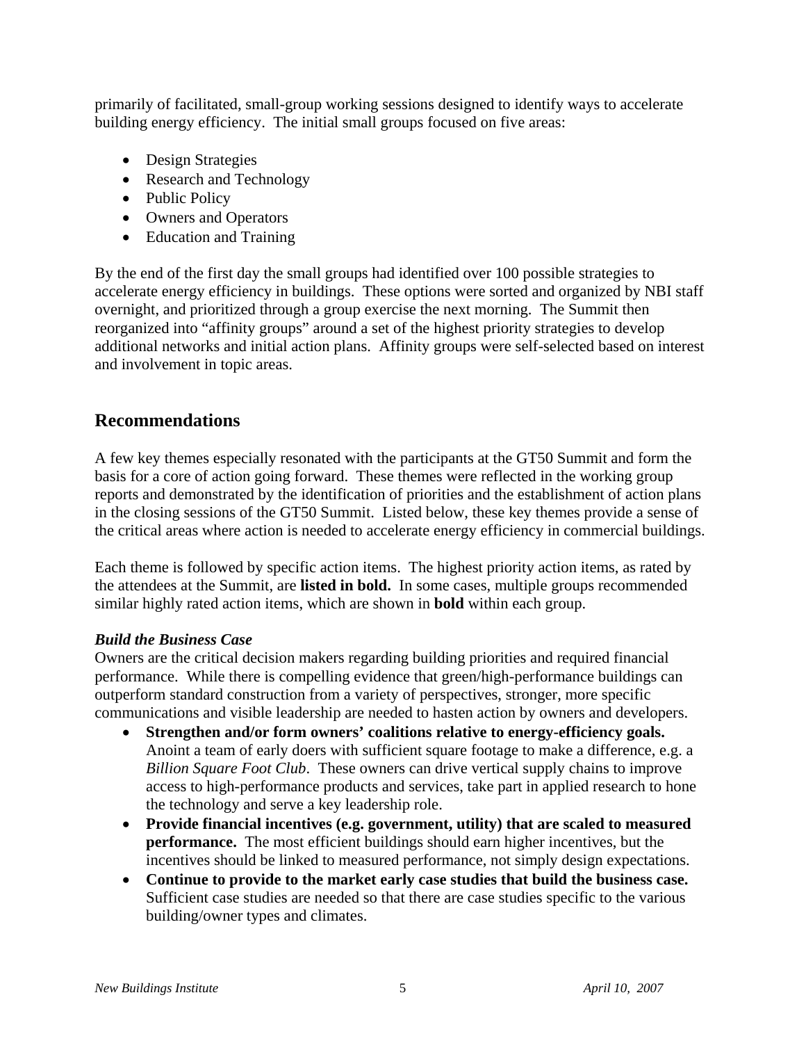primarily of facilitated, small-group working sessions designed to identify ways to accelerate building energy efficiency. The initial small groups focused on five areas:

- Design Strategies
- Research and Technology
- Public Policy
- Owners and Operators
- Education and Training

By the end of the first day the small groups had identified over 100 possible strategies to accelerate energy efficiency in buildings. These options were sorted and organized by NBI staff overnight, and prioritized through a group exercise the next morning. The Summit then reorganized into "affinity groups" around a set of the highest priority strategies to develop additional networks and initial action plans. Affinity groups were self-selected based on interest and involvement in topic areas.

## Recommendations

A few key themes especially resonated with the participants at the GT50 Summit and form the basis for a core of action going forward. These themes were reflected in the working group reports and demonstrated by the identification of priorities and the establishment of action plans in the closing sessions of the GT50 Summit. Listed below, these key themes provide a sense of the critical areas where action is needed to accelerate energy efficiency in commercial buildings.

Each theme is followed by specific action items. The highest priority action items, as rated by the attendees at the Summit, are **listed in bold.** In some cases, multiple groups recommended similar highly rated action items, which are shown in **bold** within each group.

***Build the Business Case***

Owners are the critical decision makers regarding building priorities and required financial performance. While there is compelling evidence that green/high-performance buildings can outperform standard construction from a variety of perspectives, stronger, more specific communications and visible leadership are needed to hasten action by owners and developers.

- **Strengthen and/or form owners' coalitions relative to energy-efficiency goals.** Anoint a team of early doers with sufficient square footage to make a difference, e.g. a *Billion Square Foot Club*. These owners can drive vertical supply chains to improve access to high-performance products and services, take part in applied research to hone the technology and serve a key leadership role.
- **Provide financial incentives (e.g. government, utility) that are scaled to measured performance.** The most efficient buildings should earn higher incentives, but the incentives should be linked to measured performance, not simply design expectations.
- **Continue to provide to the market early case studies that build the business case.** Sufficient case studies are needed so that there are case studies specific to the various building/owner types and climates.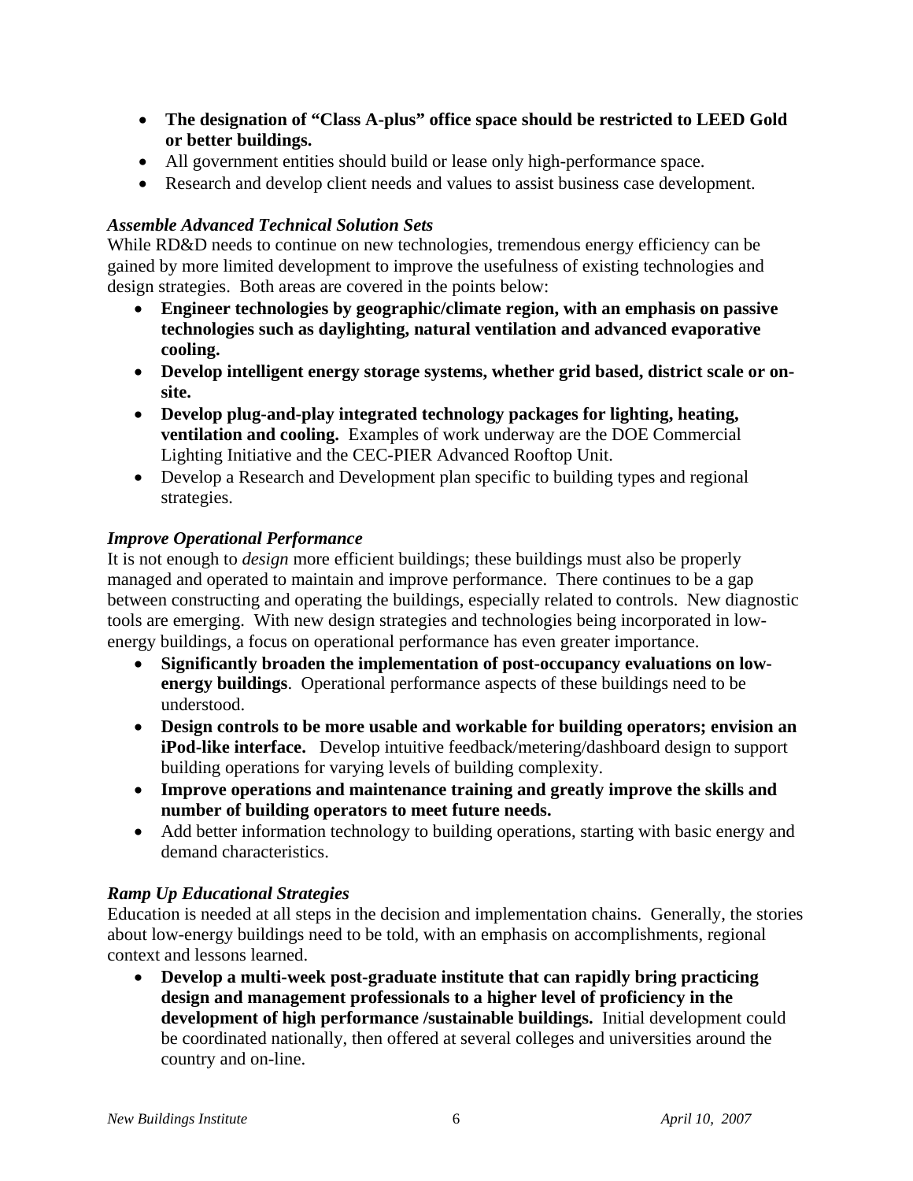- **The designation of "Class A-plus" office space should be restricted to LEED Gold or better buildings.**
- All government entities should build or lease only high-performance space.
- Research and develop client needs and values to assist business case development.

***Assemble Advanced Technical Solution Sets***

While RD&D needs to continue on new technologies, tremendous energy efficiency can be gained by more limited development to improve the usefulness of existing technologies and design strategies. Both areas are covered in the points below:

- **Engineer technologies by geographic/climate region, with an emphasis on passive technologies such as daylighting, natural ventilation and advanced evaporative cooling.**
- **Develop intelligent energy storage systems, whether grid based, district scale or on-site.**
- **Develop plug-and-play integrated technology packages for lighting, heating, ventilation and cooling.** Examples of work underway are the DOE Commercial Lighting Initiative and the CEC-PIER Advanced Rooftop Unit.
- Develop a Research and Development plan specific to building types and regional strategies.

***Improve Operational Performance***

It is not enough to *design* more efficient buildings; these buildings must also be properly managed and operated to maintain and improve performance. There continues to be a gap between constructing and operating the buildings, especially related to controls. New diagnostic tools are emerging. With new design strategies and technologies being incorporated in low-energy buildings, a focus on operational performance has even greater importance.

- **Significantly broaden the implementation of post-occupancy evaluations on low-energy buildings**. Operational performance aspects of these buildings need to be understood.
- **Design controls to be more usable and workable for building operators; envision an iPod-like interface.** Develop intuitive feedback/metering/dashboard design to support building operations for varying levels of building complexity.
- **Improve operations and maintenance training and greatly improve the skills and number of building operators to meet future needs.**
- Add better information technology to building operations, starting with basic energy and demand characteristics.

***Ramp Up Educational Strategies***

Education is needed at all steps in the decision and implementation chains. Generally, the stories about low-energy buildings need to be told, with an emphasis on accomplishments, regional context and lessons learned.

- **Develop a multi-week post-graduate institute that can rapidly bring practicing design and management professionals to a higher level of proficiency in the development of high performance /sustainable buildings.** Initial development could be coordinated nationally, then offered at several colleges and universities around the country and on-line.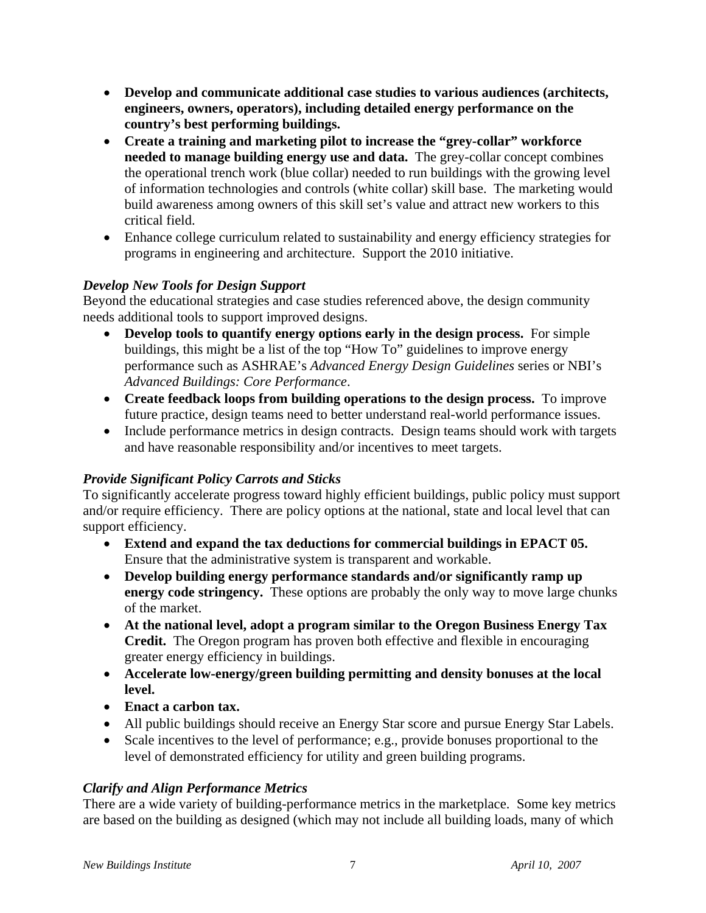- **Develop and communicate additional case studies to various audiences (architects, engineers, owners, operators), including detailed energy performance on the country's best performing buildings.**
- **Create a training and marketing pilot to increase the "grey-collar" workforce needed to manage building energy use and data.** The grey-collar concept combines the operational trench work (blue collar) needed to run buildings with the growing level of information technologies and controls (white collar) skill base. The marketing would build awareness among owners of this skill set's value and attract new workers to this critical field.
- Enhance college curriculum related to sustainability and energy efficiency strategies for programs in engineering and architecture. Support the 2010 initiative.

### *Develop New Tools for Design Support*

Beyond the educational strategies and case studies referenced above, the design community needs additional tools to support improved designs.

- **Develop tools to quantify energy options early in the design process.** For simple buildings, this might be a list of the top "How To" guidelines to improve energy performance such as ASHRAE's *Advanced Energy Design Guidelines* series or NBI's *Advanced Buildings: Core Performance*.
- **Create feedback loops from building operations to the design process.** To improve future practice, design teams need to better understand real-world performance issues.
- Include performance metrics in design contracts. Design teams should work with targets and have reasonable responsibility and/or incentives to meet targets.

### *Provide Significant Policy Carrots and Sticks*

To significantly accelerate progress toward highly efficient buildings, public policy must support and/or require efficiency. There are policy options at the national, state and local level that can support efficiency.

- **Extend and expand the tax deductions for commercial buildings in EPACT 05.** Ensure that the administrative system is transparent and workable.
- **Develop building energy performance standards and/or significantly ramp up energy code stringency.** These options are probably the only way to move large chunks of the market.
- **At the national level, adopt a program similar to the Oregon Business Energy Tax Credit.** The Oregon program has proven both effective and flexible in encouraging greater energy efficiency in buildings.
- **Accelerate low-energy/green building permitting and density bonuses at the local level.**
- **Enact a carbon tax.**
- All public buildings should receive an Energy Star score and pursue Energy Star Labels.
- Scale incentives to the level of performance; e.g., provide bonuses proportional to the level of demonstrated efficiency for utility and green building programs.

### *Clarify and Align Performance Metrics*

There are a wide variety of building-performance metrics in the marketplace. Some key metrics are based on the building as designed (which may not include all building loads, many of which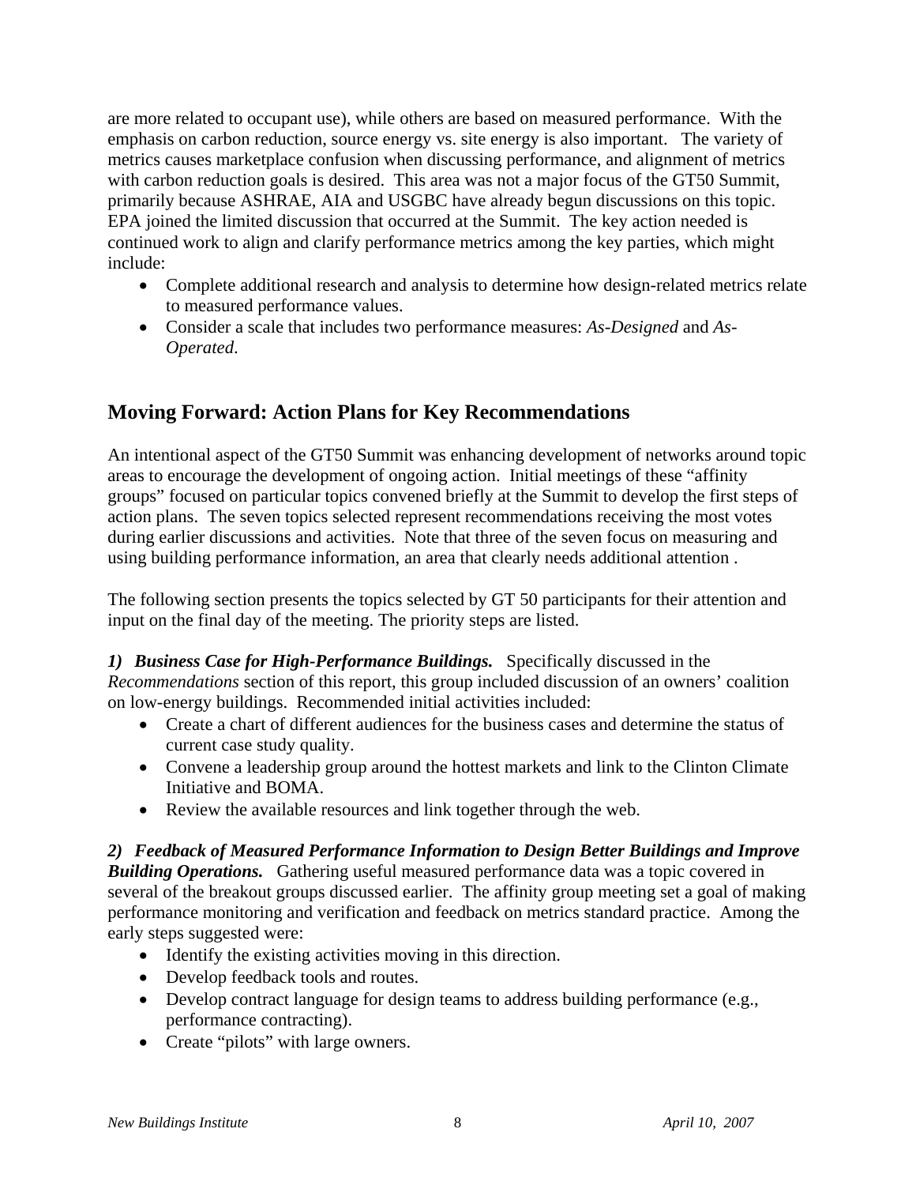are more related to occupant use), while others are based on measured performance. With the emphasis on carbon reduction, source energy vs. site energy is also important. The variety of metrics causes marketplace confusion when discussing performance, and alignment of metrics with carbon reduction goals is desired. This area was not a major focus of the GT50 Summit, primarily because ASHRAE, AIA and USGBC have already begun discussions on this topic. EPA joined the limited discussion that occurred at the Summit. The key action needed is continued work to align and clarify performance metrics among the key parties, which might include:

- Complete additional research and analysis to determine how design-related metrics relate to measured performance values.
- Consider a scale that includes two performance measures: *As-Designed* and *As-Operated*.

## Moving Forward: Action Plans for Key Recommendations

An intentional aspect of the GT50 Summit was enhancing development of networks around topic areas to encourage the development of ongoing action. Initial meetings of these "affinity groups" focused on particular topics convened briefly at the Summit to develop the first steps of action plans. The seven topics selected represent recommendations receiving the most votes during earlier discussions and activities. Note that three of the seven focus on measuring and using building performance information, an area that clearly needs additional attention .

The following section presents the topics selected by GT 50 participants for their attention and input on the final day of the meeting. The priority steps are listed.

***1) Business Case for High-Performance Buildings.*** Specifically discussed in the *Recommendations* section of this report, this group included discussion of an owners' coalition on low-energy buildings. Recommended initial activities included:

- Create a chart of different audiences for the business cases and determine the status of current case study quality.
- Convene a leadership group around the hottest markets and link to the Clinton Climate Initiative and BOMA.
- Review the available resources and link together through the web.

***2) Feedback of Measured Performance Information to Design Better Buildings and Improve Building Operations.*** Gathering useful measured performance data was a topic covered in several of the breakout groups discussed earlier. The affinity group meeting set a goal of making performance monitoring and verification and feedback on metrics standard practice. Among the early steps suggested were:

- Identify the existing activities moving in this direction.
- Develop feedback tools and routes.
- Develop contract language for design teams to address building performance (e.g., performance contracting).
- Create "pilots" with large owners.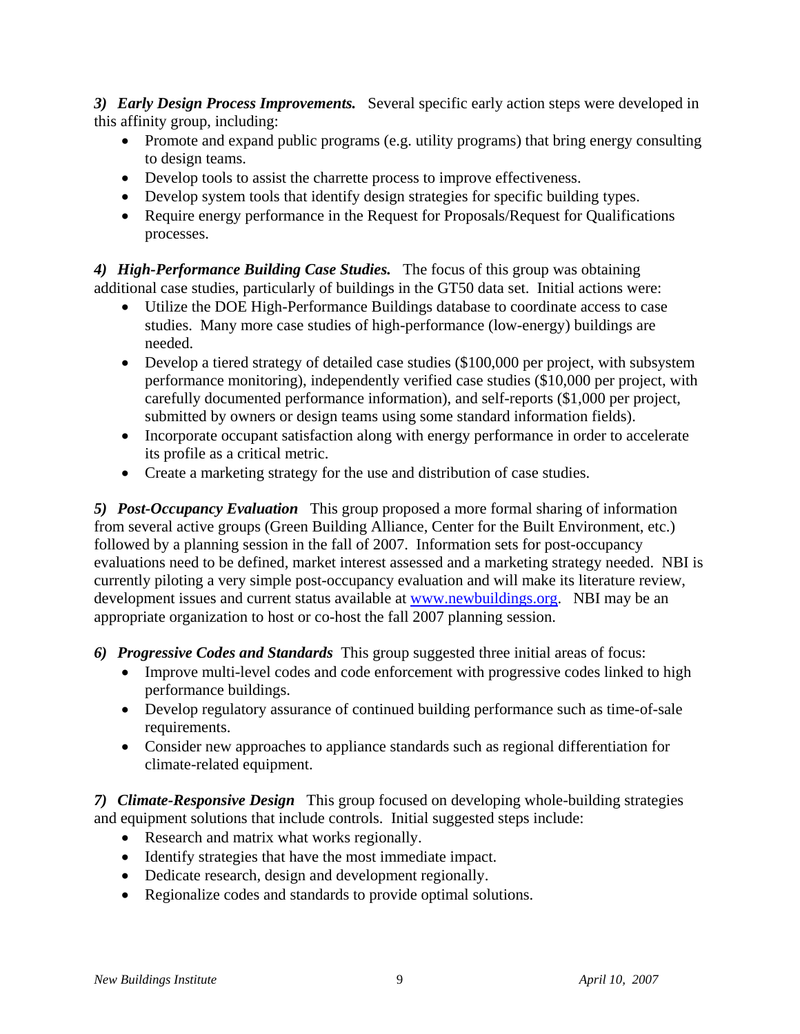***3) Early Design Process Improvements.*** Several specific early action steps were developed in this affinity group, including:

- Promote and expand public programs (e.g. utility programs) that bring energy consulting to design teams.
- Develop tools to assist the charrette process to improve effectiveness.
- Develop system tools that identify design strategies for specific building types.
- Require energy performance in the Request for Proposals/Request for Qualifications processes.

***4) High-Performance Building Case Studies.*** The focus of this group was obtaining additional case studies, particularly of buildings in the GT50 data set. Initial actions were:

- Utilize the DOE High-Performance Buildings database to coordinate access to case studies. Many more case studies of high-performance (low-energy) buildings are needed.
- Develop a tiered strategy of detailed case studies ($100,000 per project, with subsystem performance monitoring), independently verified case studies ($10,000 per project, with carefully documented performance information), and self-reports ($1,000 per project, submitted by owners or design teams using some standard information fields).
- Incorporate occupant satisfaction along with energy performance in order to accelerate its profile as a critical metric.
- Create a marketing strategy for the use and distribution of case studies.

***5) Post-Occupancy Evaluation*** This group proposed a more formal sharing of information from several active groups (Green Building Alliance, Center for the Built Environment, etc.) followed by a planning session in the fall of 2007. Information sets for post-occupancy evaluations need to be defined, market interest assessed and a marketing strategy needed. NBI is currently piloting a very simple post-occupancy evaluation and will make its literature review, development issues and current status available at www.newbuildings.org. NBI may be an appropriate organization to host or co-host the fall 2007 planning session.

***6) Progressive Codes and Standards*** This group suggested three initial areas of focus:

- Improve multi-level codes and code enforcement with progressive codes linked to high performance buildings.
- Develop regulatory assurance of continued building performance such as time-of-sale requirements.
- Consider new approaches to appliance standards such as regional differentiation for climate-related equipment.

***7) Climate-Responsive Design*** This group focused on developing whole-building strategies and equipment solutions that include controls. Initial suggested steps include:

- Research and matrix what works regionally.
- Identify strategies that have the most immediate impact.
- Dedicate research, design and development regionally.
- Regionalize codes and standards to provide optimal solutions.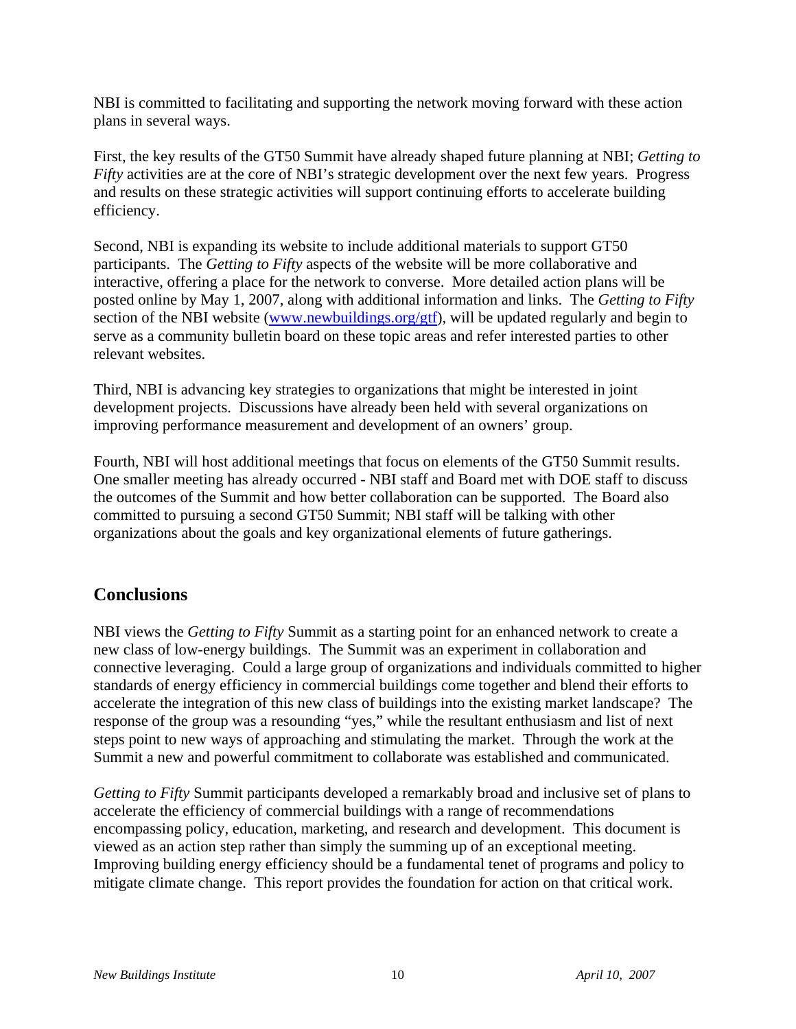NBI is committed to facilitating and supporting the network moving forward with these action plans in several ways.

First, the key results of the GT50 Summit have already shaped future planning at NBI; *Getting to Fifty* activities are at the core of NBI's strategic development over the next few years. Progress and results on these strategic activities will support continuing efforts to accelerate building efficiency.

Second, NBI is expanding its website to include additional materials to support GT50 participants. The *Getting to Fifty* aspects of the website will be more collaborative and interactive, offering a place for the network to converse. More detailed action plans will be posted online by May 1, 2007, along with additional information and links. The *Getting to Fifty* section of the NBI website ([www.newbuildings.org/gtf](www.newbuildings.org/gtf)), will be updated regularly and begin to serve as a community bulletin board on these topic areas and refer interested parties to other relevant websites.

Third, NBI is advancing key strategies to organizations that might be interested in joint development projects. Discussions have already been held with several organizations on improving performance measurement and development of an owners' group.

Fourth, NBI will host additional meetings that focus on elements of the GT50 Summit results. One smaller meeting has already occurred - NBI staff and Board met with DOE staff to discuss the outcomes of the Summit and how better collaboration can be supported. The Board also committed to pursuing a second GT50 Summit; NBI staff will be talking with other organizations about the goals and key organizational elements of future gatherings.

## Conclusions

NBI views the *Getting to Fifty* Summit as a starting point for an enhanced network to create a new class of low-energy buildings. The Summit was an experiment in collaboration and connective leveraging. Could a large group of organizations and individuals committed to higher standards of energy efficiency in commercial buildings come together and blend their efforts to accelerate the integration of this new class of buildings into the existing market landscape? The response of the group was a resounding "yes," while the resultant enthusiasm and list of next steps point to new ways of approaching and stimulating the market. Through the work at the Summit a new and powerful commitment to collaborate was established and communicated.

*Getting to Fifty* Summit participants developed a remarkably broad and inclusive set of plans to accelerate the efficiency of commercial buildings with a range of recommendations encompassing policy, education, marketing, and research and development. This document is viewed as an action step rather than simply the summing up of an exceptional meeting. Improving building energy efficiency should be a fundamental tenet of programs and policy to mitigate climate change. This report provides the foundation for action on that critical work.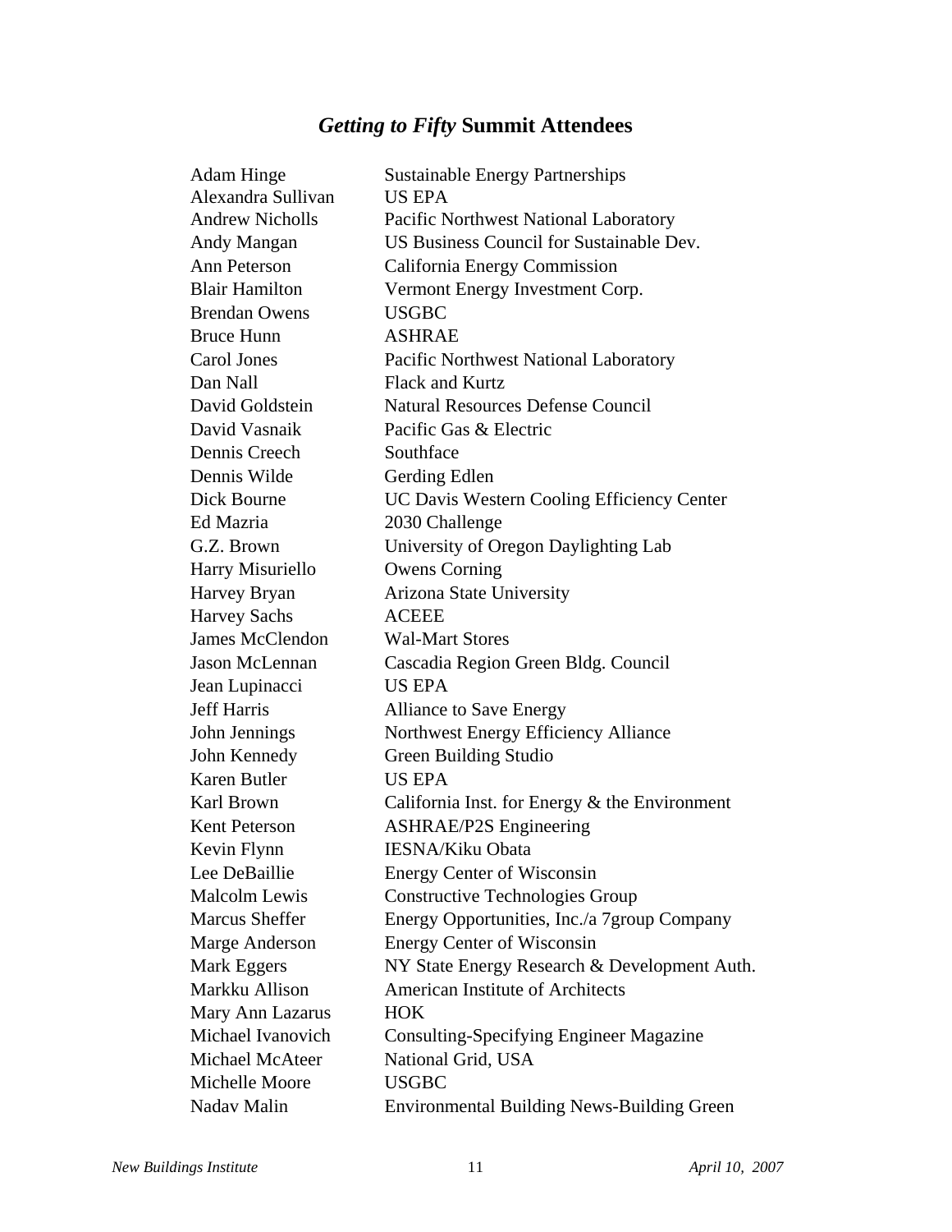## *Getting to Fifty* Summit Attendees

| | |
|---|---|
| Adam Hinge | Sustainable Energy Partnerships |
| Alexandra Sullivan | US EPA |
| Andrew Nicholls | Pacific Northwest National Laboratory |
| Andy Mangan | US Business Council for Sustainable Dev. |
| Ann Peterson | California Energy Commission |
| Blair Hamilton | Vermont Energy Investment Corp. |
| Brendan Owens | USGBC |
| Bruce Hunn | ASHRAE |
| Carol Jones | Pacific Northwest National Laboratory |
| Dan Nall | Flack and Kurtz |
| David Goldstein | Natural Resources Defense Council |
| David Vasnaik | Pacific Gas & Electric |
| Dennis Creech | Southface |
| Dennis Wilde | Gerding Edlen |
| Dick Bourne | UC Davis Western Cooling Efficiency Center |
| Ed Mazria | 2030 Challenge |
| G.Z. Brown | University of Oregon Daylighting Lab |
| Harry Misuriello | Owens Corning |
| Harvey Bryan | Arizona State University |
| Harvey Sachs | ACEEE |
| James McClendon | Wal-Mart Stores |
| Jason McLennan | Cascadia Region Green Bldg. Council |
| Jean Lupinacci | US EPA |
| Jeff Harris | Alliance to Save Energy |
| John Jennings | Northwest Energy Efficiency Alliance |
| John Kennedy | Green Building Studio |
| Karen Butler | US EPA |
| Karl Brown | California Inst. for Energy & the Environment |
| Kent Peterson | ASHRAE/P2S Engineering |
| Kevin Flynn | IESNA/Kiku Obata |
| Lee DeBaillie | Energy Center of Wisconsin |
| Malcolm Lewis | Constructive Technologies Group |
| Marcus Sheffer | Energy Opportunities, Inc./a 7group Company |
| Marge Anderson | Energy Center of Wisconsin |
| Mark Eggers | NY State Energy Research & Development Auth. |
| Markku Allison | American Institute of Architects |
| Mary Ann Lazarus | HOK |
| Michael Ivanovich | Consulting-Specifying Engineer Magazine |
| Michael McAteer | National Grid, USA |
| Michelle Moore | USGBC |
| Nadav Malin | Environmental Building News-Building Green |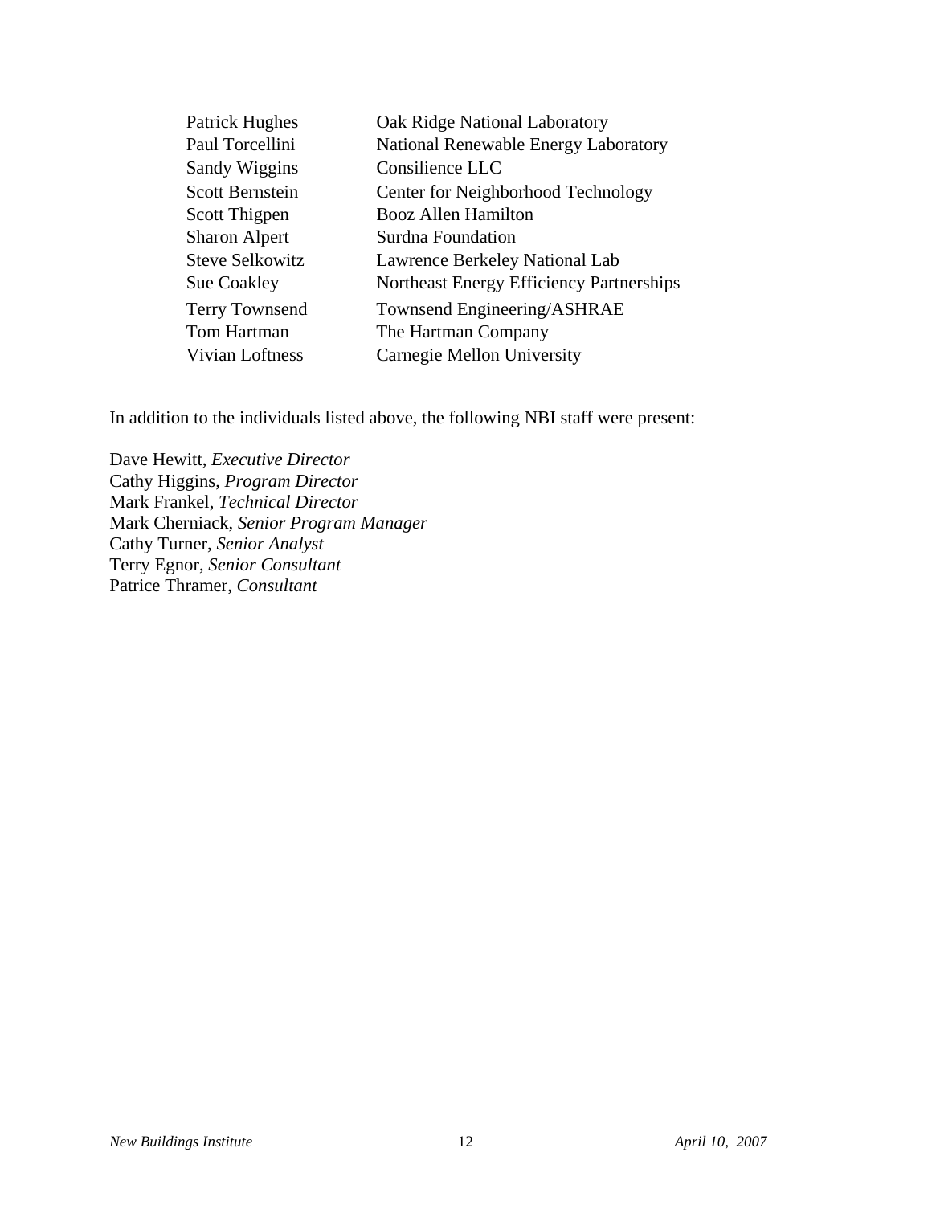| | |
|---|---|
| Patrick Hughes | Oak Ridge National Laboratory |
| Paul Torcellini | National Renewable Energy Laboratory |
| Sandy Wiggins | Consilience LLC |
| Scott Bernstein | Center for Neighborhood Technology |
| Scott Thigpen | Booz Allen Hamilton |
| Sharon Alpert | Surdna Foundation |
| Steve Selkowitz | Lawrence Berkeley National Lab |
| Sue Coakley | Northeast Energy Efficiency Partnerships |
| Terry Townsend | Townsend Engineering/ASHRAE |
| Tom Hartman | The Hartman Company |
| Vivian Loftness | Carnegie Mellon University |

In addition to the individuals listed above, the following NBI staff were present:

Dave Hewitt, *Executive Director*
Cathy Higgins, *Program Director*
Mark Frankel, *Technical Director*
Mark Cherniack, *Senior Program Manager*
Cathy Turner, *Senior Analyst*
Terry Egnor, *Senior Consultant*
Patrice Thramer, *Consultant*